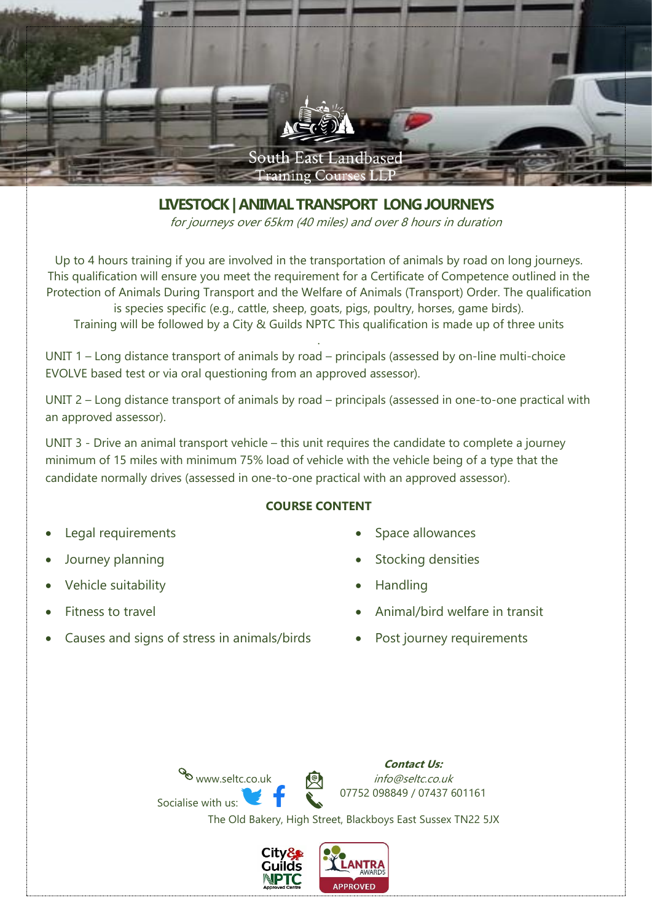South East Landbased Training Courses LLP

## LIVESTOCK | ANIMAL TRANSPORT LONG JOURNEYS

*for journeys over 65km (40 miles) and over 8 hours in duration*

Up to 4 hours training if you are involved in the transportation of animals by road on long journeys. This qualification will ensure you meet the requirement for a Certificate of Competence outlined in the Protection of Animals During Transport and the Welfare of Animals (Transport) Order. The qualification is species specific (e.g., cattle, sheep, goats, pigs, poultry, horses, game birds).
Training will be followed by a City & Guilds NPTC This qualification is made up of three units

UNIT 1 – Long distance transport of animals by road – principals (assessed by on-line multi-choice EVOLVE based test or via oral questioning from an approved assessor).

UNIT 2 – Long distance transport of animals by road – principals (assessed in one-to-one practical with an approved assessor).

UNIT 3 - Drive an animal transport vehicle – this unit requires the candidate to complete a journey minimum of 15 miles with minimum 75% load of vehicle with the vehicle being of a type that the candidate normally drives (assessed in one-to-one practical with an approved assessor).

### COURSE CONTENT

- Legal requirements
- Journey planning
- Vehicle suitability
- Fitness to travel
- Causes and signs of stress in animals/birds
- Space allowances
- Stocking densities
- Handling
- Animal/bird welfare in transit
- Post journey requirements

www.seltc.co.uk

Socialise with us:

***Contact Us:***
*info@seltc.co.uk*
07752 098849 / 07437 601161

The Old Bakery, High Street, Blackboys East Sussex TN22 5JX

City & Guilds NPTC Approved Centre

LANTRA AWARDS APPROVED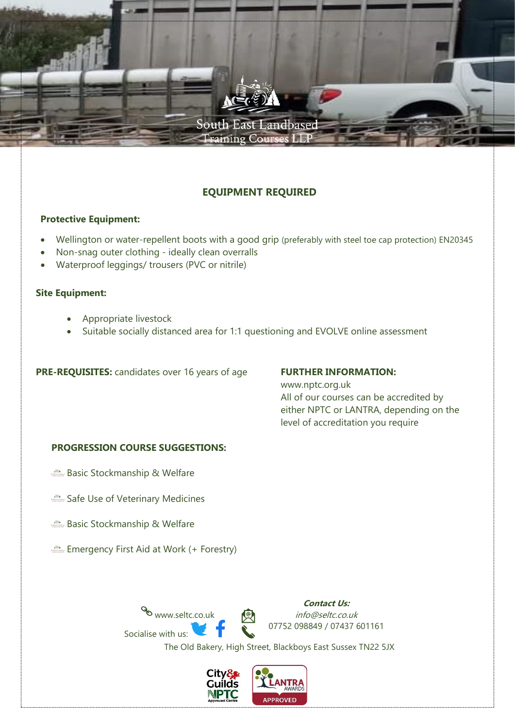South East Landbased Training Courses LLP

## EQUIPMENT REQUIRED

**Protective Equipment:**

- Wellington or water-repellent boots with a good grip (preferably with steel toe cap protection) EN20345
- Non-snag outer clothing - ideally clean overalls
- Waterproof leggings/ trousers (PVC or nitrile)

**Site Equipment:**

- Appropriate livestock
- Suitable socially distanced area for 1:1 questioning and EVOLVE online assessment

**PRE-REQUISITES:** candidates over 16 years of age

**FURTHER INFORMATION:**
www.nptc.org.uk
All of our courses can be accredited by either NPTC or LANTRA, depending on the level of accreditation you require

**PROGRESSION COURSE SUGGESTIONS:**

- Basic Stockmanship & Welfare
- Safe Use of Veterinary Medicines
- Basic Stockmanship & Welfare
- Emergency First Aid at Work (+ Forestry)

www.seltc.co.uk

Socialise with us:

***Contact Us:***
*info@seltc.co.uk*
07752 098849 / 07437 601161

The Old Bakery, High Street, Blackboys East Sussex TN22 5JX

City & Guilds NPTC Approved Centre

LANTRA AWARDS APPROVED